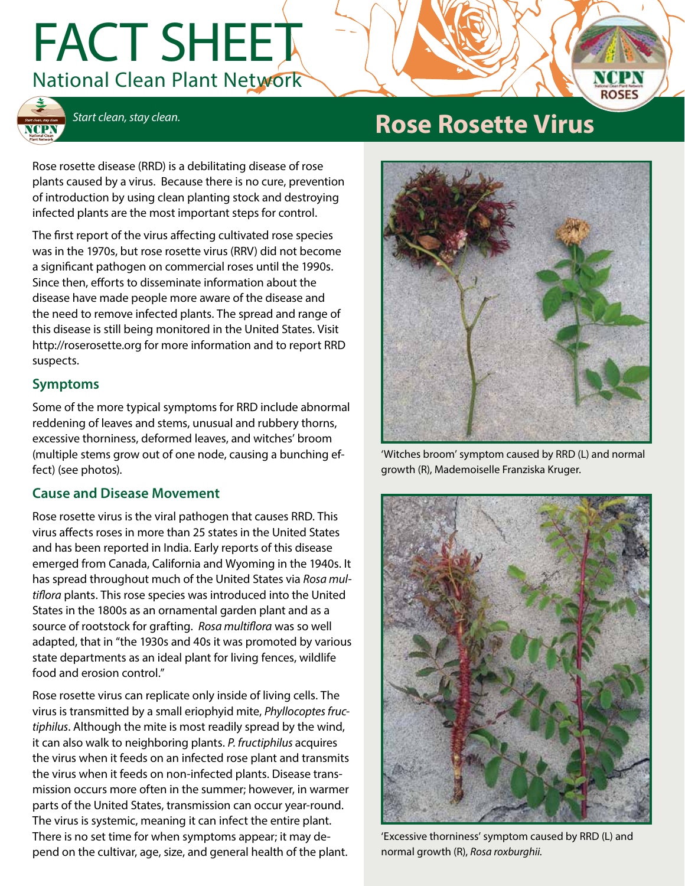# FACT SHEET

National Clean Plant Network

*Start clean, stay clean.*

# Rose Rosette Virus

Rose rosette disease (RRD) is a debilitating disease of rose plants caused by a virus. Because there is no cure, prevention of introduction by using clean planting stock and destroying infected plants are the most important steps for control.

The first report of the virus affecting cultivated rose species was in the 1970s, but rose rosette virus (RRV) did not become a significant pathogen on commercial roses until the 1990s. Since then, efforts to disseminate information about the disease have made people more aware of the disease and the need to remove infected plants. The spread and range of this disease is still being monitored in the United States. Visit http://roserosette.org for more information and to report RRD suspects.

## Symptoms

Some of the more typical symptoms for RRD include abnormal reddening of leaves and stems, unusual and rubbery thorns, excessive thorniness, deformed leaves, and witches' broom (multiple stems grow out of one node, causing a bunching effect) (see photos).

## Cause and Disease Movement

Rose rosette virus is the viral pathogen that causes RRD. This virus affects roses in more than 25 states in the United States and has been reported in India. Early reports of this disease emerged from Canada, California and Wyoming in the 1940s. It has spread throughout much of the United States via *Rosa multiflora* plants. This rose species was introduced into the United States in the 1800s as an ornamental garden plant and as a source of rootstock for grafting. *Rosa multiflora* was so well adapted, that in "the 1930s and 40s it was promoted by various state departments as an ideal plant for living fences, wildlife food and erosion control."

Rose rosette virus can replicate only inside of living cells. The virus is transmitted by a small eriophyid mite, *Phyllocoptes fructiphilus*. Although the mite is most readily spread by the wind, it can also walk to neighboring plants. *P. fructiphilus* acquires the virus when it feeds on an infected rose plant and transmits the virus when it feeds on non-infected plants. Disease transmission occurs more often in the summer; however, in warmer parts of the United States, transmission can occur year-round. The virus is systemic, meaning it can infect the entire plant. There is no set time for when symptoms appear; it may depend on the cultivar, age, size, and general health of the plant.

'Witches broom' symptom caused by RRD (L) and normal growth (R), Mademoiselle Franziska Kruger.

'Excessive thorniness' symptom caused by RRD (L) and normal growth (R), *Rosa roxburghii.*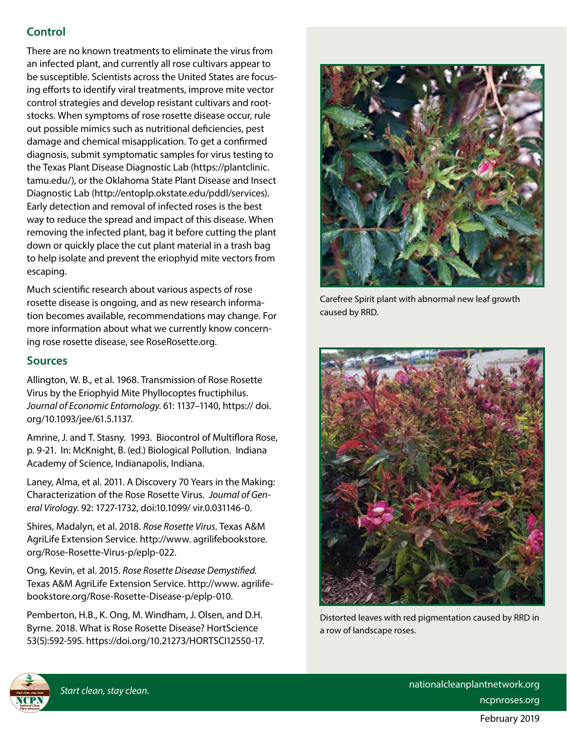## Control

There are no known treatments to eliminate the virus from an infected plant, and currently all rose cultivars appear to be susceptible. Scientists across the United States are focusing efforts to identify viral treatments, improve mite vector control strategies and develop resistant cultivars and rootstocks. When symptoms of rose rosette disease occur, rule out possible mimics such as nutritional deficiencies, pest damage and chemical misapplication. To get a confirmed diagnosis, submit symptomatic samples for virus testing to the Texas Plant Disease Diagnostic Lab (https://plantclinic.tamu.edu/), or the Oklahoma State Plant Disease and Insect Diagnostic Lab (http://entoplp.okstate.edu/pddl/services). Early detection and removal of infected roses is the best way to reduce the spread and impact of this disease. When removing the infected plant, bag it before cutting the plant down or quickly place the cut plant material in a trash bag to help isolate and prevent the eriophyid mite vectors from escaping.

Much scientific research about various aspects of rose rosette disease is ongoing, and as new research information becomes available, recommendations may change. For more information about what we currently know concerning rose rosette disease, see RoseRosette.org.

## Sources

Allington, W. B., et al. 1968. Transmission of Rose Rosette Virus by the Eriophyid Mite Phyllocoptes fructiphilus. *Journal of Economic Entomology*. 61: 1137–1140, https:// doi.org/10.1093/jee/61.5.1137.

Amrine, J. and T. Stasny. 1993. Biocontrol of Multiflora Rose, p. 9-21. In: McKnight, B. (ed.) Biological Pollution. Indiana Academy of Science, Indianapolis, Indiana.

Laney, Alma, et al. 2011. A Discovery 70 Years in the Making: Characterization of the Rose Rosette Virus. *Journal of General Virology*. 92: 1727-1732, doi:10.1099/ vir.0.031146-0.

Shires, Madalyn, et al. 2018. *Rose Rosette Virus*. Texas A&M AgriLife Extension Service. http://www. agrilifebookstore.org/Rose-Rosette-Virus-p/eplp-022.

Ong, Kevin, et al. 2015. *Rose Rosette Disease Demystified*. Texas A&M AgriLife Extension Service. http://www. agrilifebookstore.org/Rose-Rosette-Disease-p/eplp-010.

Pemberton, H.B., K. Ong, M. Windham, J. Olsen, and D.H. Byrne. 2018. What is Rose Rosette Disease? HortScience 53(5):592-595. https://doi.org/10.21273/HORTSCI12550-17.

Carefree Spirit plant with abnormal new leaf growth caused by RRD.

Distorted leaves with red pigmentation caused by RRD in a row of landscape roses.

*Start clean, stay clean.*

nationalcleanplantnetwork.org
ncpnroses.org

February 2019